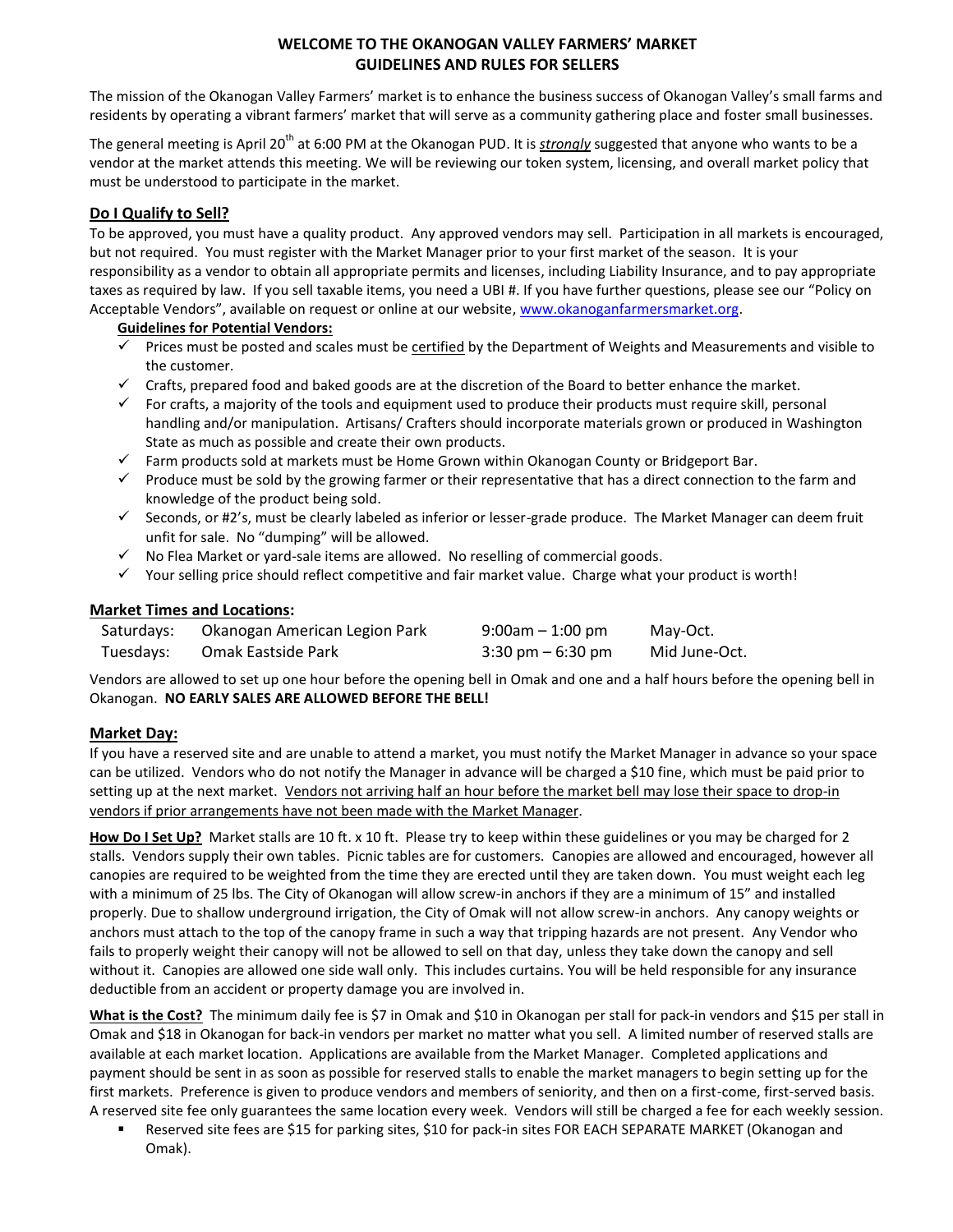# WELCOME TO THE OKANOGAN VALLEY FARMERS' MARKET
## GUIDELINES AND RULES FOR SELLERS

The mission of the Okanogan Valley Farmers' market is to enhance the business success of Okanogan Valley's small farms and residents by operating a vibrant farmers' market that will serve as a community gathering place and foster small businesses.

The general meeting is April 20th at 6:00 PM at the Okanogan PUD. It is ***strongly*** suggested that anyone who wants to be a vendor at the market attends this meeting. We will be reviewing our token system, licensing, and overall market policy that must be understood to participate in the market.

### Do I Qualify to Sell?

To be approved, you must have a quality product. Any approved vendors may sell. Participation in all markets is encouraged, but not required. You must register with the Market Manager prior to your first market of the season. It is your responsibility as a vendor to obtain all appropriate permits and licenses, including Liability Insurance, and to pay appropriate taxes as required by law. If you sell taxable items, you need a UBI #. If you have further questions, please see our "Policy on Acceptable Vendors", available on request or online at our website, www.okanoganfarmersmarket.org.

**Guidelines for Potential Vendors:**

- ✓ Prices must be posted and scales must be certified by the Department of Weights and Measurements and visible to the customer.
- ✓ Crafts, prepared food and baked goods are at the discretion of the Board to better enhance the market.
- ✓ For crafts, a majority of the tools and equipment used to produce their products must require skill, personal handling and/or manipulation. Artisans/ Crafters should incorporate materials grown or produced in Washington State as much as possible and create their own products.
- ✓ Farm products sold at markets must be Home Grown within Okanogan County or Bridgeport Bar.
- ✓ Produce must be sold by the growing farmer or their representative that has a direct connection to the farm and knowledge of the product being sold.
- ✓ Seconds, or #2's, must be clearly labeled as inferior or lesser-grade produce. The Market Manager can deem fruit unfit for sale. No "dumping" will be allowed.
- ✓ No Flea Market or yard-sale items are allowed. No reselling of commercial goods.
- ✓ Your selling price should reflect competitive and fair market value. Charge what your product is worth!

### Market Times and Locations:

| | | | |
|---|---|---|---|
| Saturdays: | Okanogan American Legion Park | 9:00am – 1:00 pm | May-Oct. |
| Tuesdays: | Omak Eastside Park | 3:30 pm – 6:30 pm | Mid June-Oct. |

Vendors are allowed to set up one hour before the opening bell in Omak and one and a half hours before the opening bell in Okanogan. **NO EARLY SALES ARE ALLOWED BEFORE THE BELL!**

### Market Day:

If you have a reserved site and are unable to attend a market, you must notify the Market Manager in advance so your space can be utilized. Vendors who do not notify the Manager in advance will be charged a $10 fine, which must be paid prior to setting up at the next market. Vendors not arriving half an hour before the market bell may lose their space to drop-in vendors if prior arrangements have not been made with the Market Manager.

**How Do I Set Up?** Market stalls are 10 ft. x 10 ft. Please try to keep within these guidelines or you may be charged for 2 stalls. Vendors supply their own tables. Picnic tables are for customers. Canopies are allowed and encouraged, however all canopies are required to be weighted from the time they are erected until they are taken down. You must weight each leg with a minimum of 25 lbs. The City of Okanogan will allow screw-in anchors if they are a minimum of 15" and installed properly. Due to shallow underground irrigation, the City of Omak will not allow screw-in anchors. Any canopy weights or anchors must attach to the top of the canopy frame in such a way that tripping hazards are not present. Any Vendor who fails to properly weight their canopy will not be allowed to sell on that day, unless they take down the canopy and sell without it. Canopies are allowed one side wall only. This includes curtains. You will be held responsible for any insurance deductible from an accident or property damage you are involved in.

**What is the Cost?** The minimum daily fee is $7 in Omak and $10 in Okanogan per stall for pack-in vendors and $15 per stall in Omak and $18 in Okanogan for back-in vendors per market no matter what you sell. A limited number of reserved stalls are available at each market location. Applications are available from the Market Manager. Completed applications and payment should be sent in as soon as possible for reserved stalls to enable the market managers to begin setting up for the first markets. Preference is given to produce vendors and members of seniority, and then on a first-come, first-served basis. A reserved site fee only guarantees the same location every week. Vendors will still be charged a fee for each weekly session.

- Reserved site fees are $15 for parking sites, $10 for pack-in sites FOR EACH SEPARATE MARKET (Okanogan and Omak).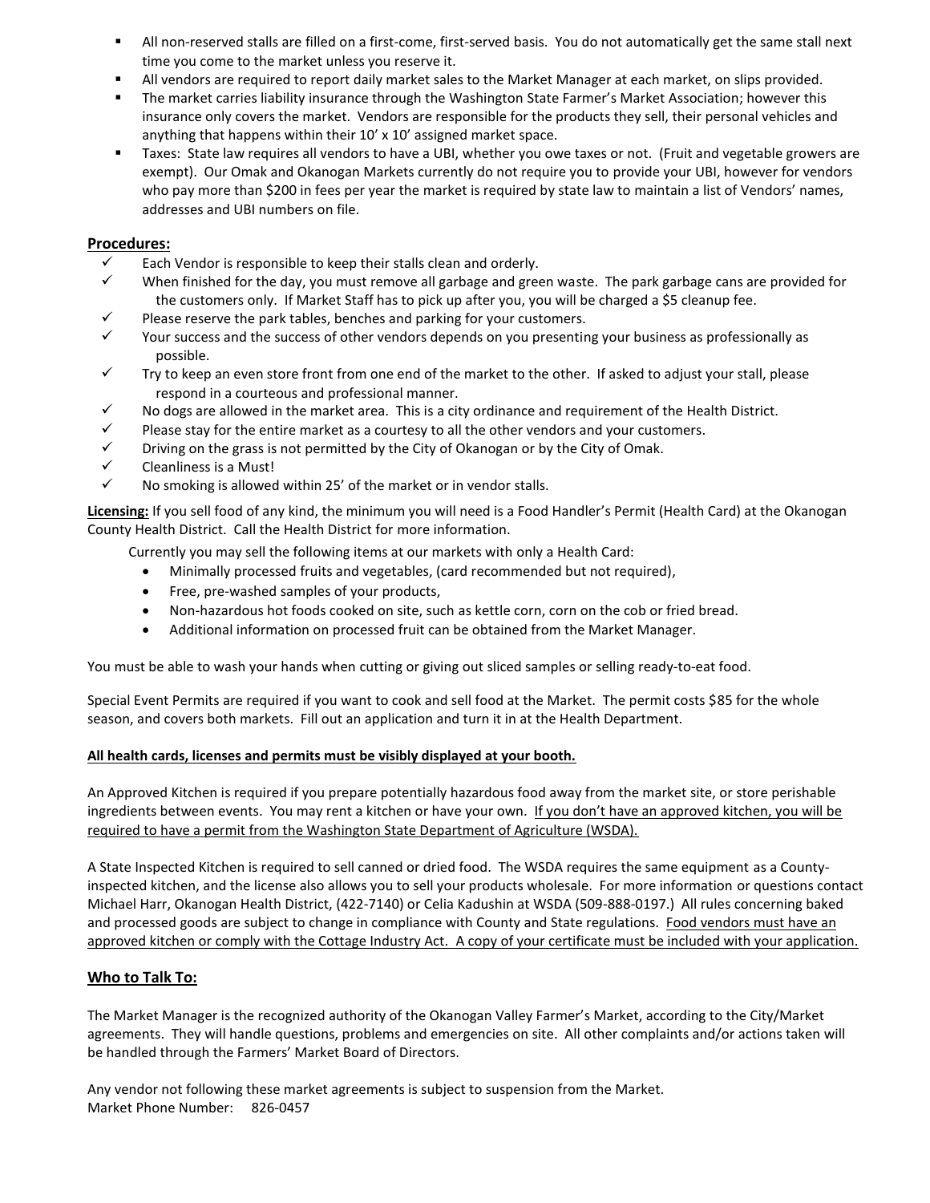- All non-reserved stalls are filled on a first-come, first-served basis. You do not automatically get the same stall next time you come to the market unless you reserve it.
- All vendors are required to report daily market sales to the Market Manager at each market, on slips provided.
- The market carries liability insurance through the Washington State Farmer's Market Association; however this insurance only covers the market. Vendors are responsible for the products they sell, their personal vehicles and anything that happens within their 10' x 10' assigned market space.
- Taxes: State law requires all vendors to have a UBI, whether you owe taxes or not. (Fruit and vegetable growers are exempt). Our Omak and Okanogan Markets currently do not require you to provide your UBI, however for vendors who pay more than $200 in fees per year the market is required by state law to maintain a list of Vendors' names, addresses and UBI numbers on file.

## Procedures:

- ✓ Each Vendor is responsible to keep their stalls clean and orderly.
- ✓ When finished for the day, you must remove all garbage and green waste. The park garbage cans are provided for the customers only. If Market Staff has to pick up after you, you will be charged a $5 cleanup fee.
- ✓ Please reserve the park tables, benches and parking for your customers.
- ✓ Your success and the success of other vendors depends on you presenting your business as professionally as possible.
- ✓ Try to keep an even store front from one end of the market to the other. If asked to adjust your stall, please respond in a courteous and professional manner.
- ✓ No dogs are allowed in the market area. This is a city ordinance and requirement of the Health District.
- ✓ Please stay for the entire market as a courtesy to all the other vendors and your customers.
- ✓ Driving on the grass is not permitted by the City of Okanogan or by the City of Omak.
- ✓ Cleanliness is a Must!
- ✓ No smoking is allowed within 25' of the market or in vendor stalls.

**Licensing:** If you sell food of any kind, the minimum you will need is a Food Handler's Permit (Health Card) at the Okanogan County Health District. Call the Health District for more information.

Currently you may sell the following items at our markets with only a Health Card:

- Minimally processed fruits and vegetables, (card recommended but not required),
- Free, pre-washed samples of your products,
- Non-hazardous hot foods cooked on site, such as kettle corn, corn on the cob or fried bread.
- Additional information on processed fruit can be obtained from the Market Manager.

You must be able to wash your hands when cutting or giving out sliced samples or selling ready-to-eat food.

Special Event Permits are required if you want to cook and sell food at the Market. The permit costs $85 for the whole season, and covers both markets. Fill out an application and turn it in at the Health Department.

**All health cards, licenses and permits must be visibly displayed at your booth.**

An Approved Kitchen is required if you prepare potentially hazardous food away from the market site, or store perishable ingredients between events. You may rent a kitchen or have your own. If you don't have an approved kitchen, you will be required to have a permit from the Washington State Department of Agriculture (WSDA).

A State Inspected Kitchen is required to sell canned or dried food. The WSDA requires the same equipment as a County-inspected kitchen, and the license also allows you to sell your products wholesale. For more information or questions contact Michael Harr, Okanogan Health District, (422-7140) or Celia Kadushin at WSDA (509-888-0197.) All rules concerning baked and processed goods are subject to change in compliance with County and State regulations. Food vendors must have an approved kitchen or comply with the Cottage Industry Act. A copy of your certificate must be included with your application.

## Who to Talk To:

The Market Manager is the recognized authority of the Okanogan Valley Farmer's Market, according to the City/Market agreements. They will handle questions, problems and emergencies on site. All other complaints and/or actions taken will be handled through the Farmers' Market Board of Directors.

Any vendor not following these market agreements is subject to suspension from the Market.
Market Phone Number: 826-0457